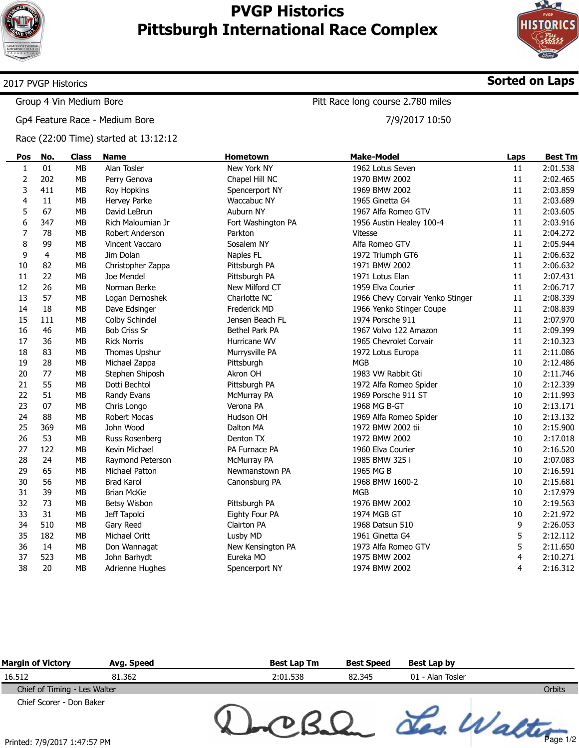# PVGP Historics
# Pittsburgh International Race Complex

**2017 PVGP Historics** — **Sorted on Laps**

Group 4 Vin Medium Bore — Pitt Race long course 2.780 miles

Gp4 Feature Race - Medium Bore — 7/9/2017 10:50

Race (22:00 Time) started at 13:12:12

| Pos | No. | Class | Name | Hometown | Make-Model | Laps | Best Tm |
|---|---|---|---|---|---|---|---|
| 1 | 01 | MB | Alan Tosler | New York NY | 1962 Lotus Seven | 11 | 2:01.538 |
| 2 | 202 | MB | Perry Genova | Chapel Hill NC | 1970 BMW 2002 | 11 | 2:02.465 |
| 3 | 411 | MB | Roy Hopkins | Spencerport NY | 1969 BMW 2002 | 11 | 2:03.859 |
| 4 | 11 | MB | Hervey Parke | Waccabuc NY | 1965 Ginetta G4 | 11 | 2:03.689 |
| 5 | 67 | MB | David LeBrun | Auburn NY | 1967 Alfa Romeo GTV | 11 | 2:03.605 |
| 6 | 347 | MB | Rich Maloumian Jr | Fort Washington PA | 1956 Austin Healey 100-4 | 11 | 2:03.916 |
| 7 | 78 | MB | Robert Anderson | Parkton | Vitesse | 11 | 2:04.272 |
| 8 | 99 | MB | Vincent Vaccaro | Sosalem NY | Alfa Romeo GTV | 11 | 2:05.944 |
| 9 | 4 | MB | Jim Dolan | Naples FL | 1972 Triumph GT6 | 11 | 2:06.632 |
| 10 | 82 | MB | Christopher Zappa | Pittsburgh PA | 1971 BMW 2002 | 11 | 2:06.632 |
| 11 | 22 | MB | Joe Mendel | Pittsburgh PA | 1971 Lotus Elan | 11 | 2:07.431 |
| 12 | 26 | MB | Norman Berke | New Milford CT | 1959 Elva Courier | 11 | 2:06.717 |
| 13 | 57 | MB | Logan Dernoshek | Charlotte NC | 1966 Chevy Corvair Yenko Stinger | 11 | 2:08.339 |
| 14 | 18 | MB | Dave Edsinger | Frederick MD | 1966 Yenko Stinger Coupe | 11 | 2:08.839 |
| 15 | 111 | MB | Colby Schindel | Jensen Beach FL | 1974 Porsche 911 | 11 | 2:07.970 |
| 16 | 46 | MB | Bob Criss Sr | Bethel Park PA | 1967 Volvo 122 Amazon | 11 | 2:09.399 |
| 17 | 36 | MB | Rick Norris | Hurricane WV | 1965 Chevrolet Corvair | 11 | 2:10.323 |
| 18 | 83 | MB | Thomas Upshur | Murrysville PA | 1972 Lotus Europa | 11 | 2:11.086 |
| 19 | 28 | MB | Michael Zappa | Pittsburgh | MGB | 10 | 2:12.486 |
| 20 | 77 | MB | Stephen Shiposh | Akron OH | 1983 VW Rabbit Gti | 10 | 2:11.746 |
| 21 | 55 | MB | Dotti Bechtol | Pittsburgh PA | 1972 Alfa Romeo Spider | 10 | 2:12.339 |
| 22 | 51 | MB | Randy Evans | McMurray PA | 1969 Porsche 911 ST | 10 | 2:11.993 |
| 23 | 07 | MB | Chris Longo | Verona PA | 1968 MG B-GT | 10 | 2:13.171 |
| 24 | 88 | MB | Robert Mocas | Hudson OH | 1969 Alfa Romeo Spider | 10 | 2:13.132 |
| 25 | 369 | MB | John Wood | Dalton MA | 1972 BMW 2002 tii | 10 | 2:15.900 |
| 26 | 53 | MB | Russ Rosenberg | Denton TX | 1972 BMW 2002 | 10 | 2:17.018 |
| 27 | 122 | MB | Kevin Michael | PA Furnace PA | 1960 Elva Courier | 10 | 2:16.520 |
| 28 | 24 | MB | Raymond Peterson | McMurray PA | 1985 BMW 325 i | 10 | 2:07.083 |
| 29 | 65 | MB | Michael Patton | Newmanstown PA | 1965 MG B | 10 | 2:16.591 |
| 30 | 56 | MB | Brad Karol | Canonsburg PA | 1968 BMW 1600-2 | 10 | 2:15.681 |
| 31 | 39 | MB | Brian McKie | | MGB | 10 | 2:17.979 |
| 32 | 73 | MB | Betsy Wisbon | Pittsburgh PA | 1976 BMW 2002 | 10 | 2:19.563 |
| 33 | 31 | MB | Jeff Tapolci | Eighty Four PA | 1974 MGB GT | 10 | 2:21.972 |
| 34 | 510 | MB | Gary Reed | Clairton PA | 1968 Datsun 510 | 9 | 2:26.053 |
| 35 | 182 | MB | Michael Oritt | Lusby MD | 1961 Ginetta G4 | 5 | 2:12.112 |
| 36 | 14 | MB | Don Wannagat | New Kensington PA | 1973 Alfa Romeo GTV | 5 | 2:11.650 |
| 37 | 523 | MB | John Barhydt | Eureka MO | 1975 BMW 2002 | 4 | 2:10.271 |
| 38 | 20 | MB | Adrienne Hughes | Spencerport NY | 1974 BMW 2002 | 4 | 2:16.312 |

| Margin of Victory | Avg. Speed | Best Lap Tm | Best Speed | Best Lap by |
|---|---|---|---|---|
| 16.512 | 81.362 | 2:01.538 | 82.345 | 01 - Alan Tosler |

Chief of Timing - Les Walter — Orbits

Chief Scorer - Don Baker

Printed: 7/9/2017 1:47:57 PM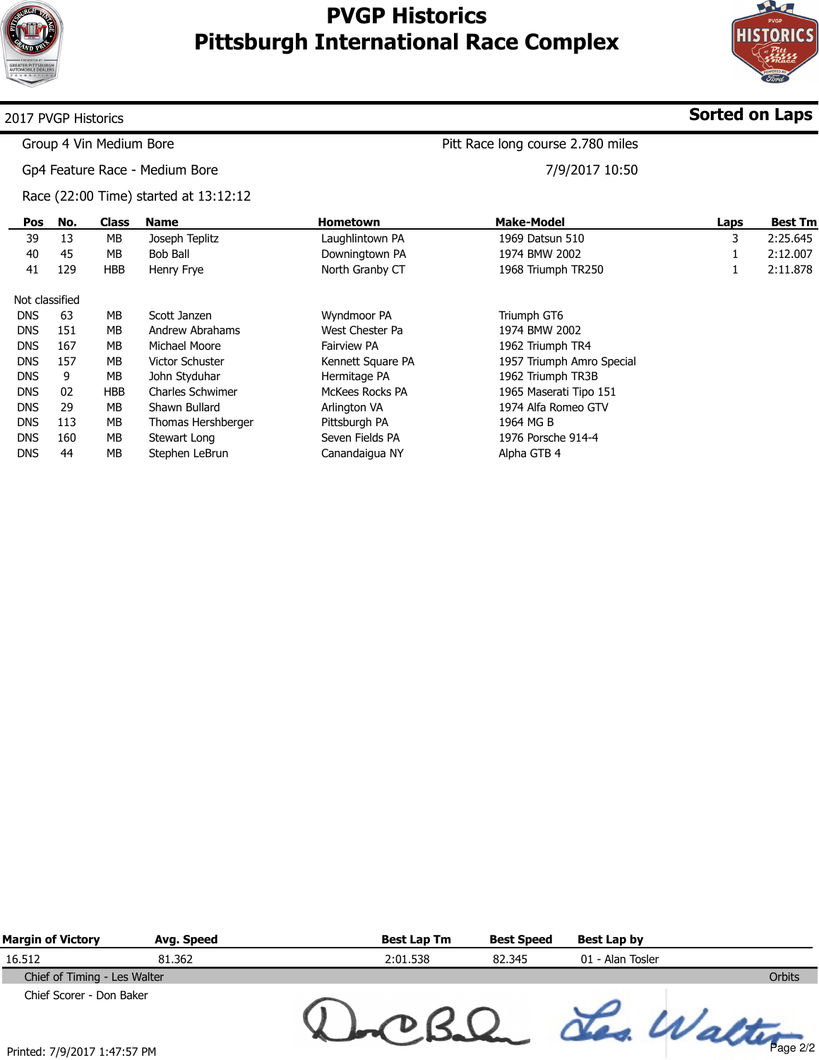# PVGP Historics
# Pittsburgh International Race Complex

2017 PVGP Historics | **Sorted on Laps**

Group 4 Vin Medium Bore | Pitt Race long course 2.780 miles

Gp4 Feature Race - Medium Bore | 7/9/2017 10:50

Race (22:00 Time) started at 13:12:12

| Pos | No. | Class | Name | Hometown | Make-Model | Laps | Best Tm |
|---|---|---|---|---|---|---|---|
| 39 | 13 | MB | Joseph Teplitz | Laughlintown PA | 1969 Datsun 510 | 3 | 2:25.645 |
| 40 | 45 | MB | Bob Ball | Downingtown PA | 1974 BMW 2002 | 1 | 2:12.007 |
| 41 | 129 | HBB | Henry Frye | North Granby CT | 1968 Triumph TR250 | 1 | 2:11.878 |
| Not classified | | | | | | | |
| DNS | 63 | MB | Scott Janzen | Wyndmoor PA | Triumph GT6 | | |
| DNS | 151 | MB | Andrew Abrahams | West Chester Pa | 1974 BMW 2002 | | |
| DNS | 167 | MB | Michael Moore | Fairview PA | 1962 Triumph TR4 | | |
| DNS | 157 | MB | Victor Schuster | Kennett Square PA | 1957 Triumph Amro Special | | |
| DNS | 9 | MB | John Styduhar | Hermitage PA | 1962 Triumph TR3B | | |
| DNS | 02 | HBB | Charles Schwimer | McKees Rocks PA | 1965 Maserati Tipo 151 | | |
| DNS | 29 | MB | Shawn Bullard | Arlington VA | 1974 Alfa Romeo GTV | | |
| DNS | 113 | MB | Thomas Hershberger | Pittsburgh PA | 1964 MG B | | |
| DNS | 160 | MB | Stewart Long | Seven Fields PA | 1976 Porsche 914-4 | | |
| DNS | 44 | MB | Stephen LeBrun | Canandaigua NY | Alpha GTB 4 | | |

| Margin of Victory | Avg. Speed | Best Lap Tm | Best Speed | Best Lap by |
|---|---|---|---|---|
| 16.512 | 81.362 | 2:01.538 | 82.345 | 01 - Alan Tosler |

Chief of Timing - Les Walter | Orbits

Chief Scorer - Don Baker

Printed: 7/9/2017 1:47:57 PM